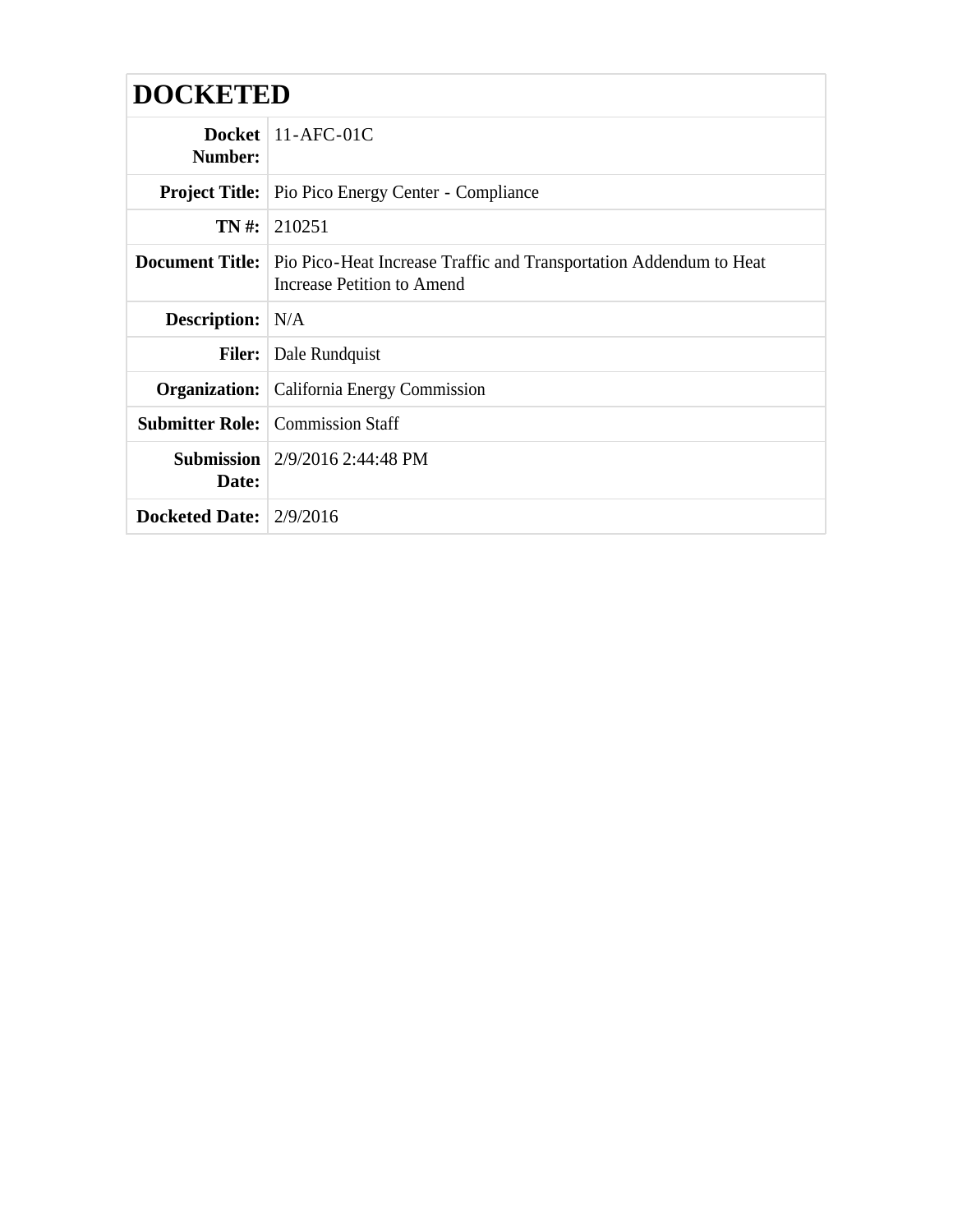# DOCKETED

| | |
|---|---|
| **Docket Number:** | 11-AFC-01C |
| **Project Title:** | Pio Pico Energy Center - Compliance |
| **TN #:** | 210251 |
| **Document Title:** | Pio Pico-Heat Increase Traffic and Transportation Addendum to Heat Increase Petition to Amend |
| **Description:** | N/A |
| **Filer:** | Dale Rundquist |
| **Organization:** | California Energy Commission |
| **Submitter Role:** | Commission Staff |
| **Submission Date:** | 2/9/2016 2:44:48 PM |
| **Docketed Date:** | 2/9/2016 |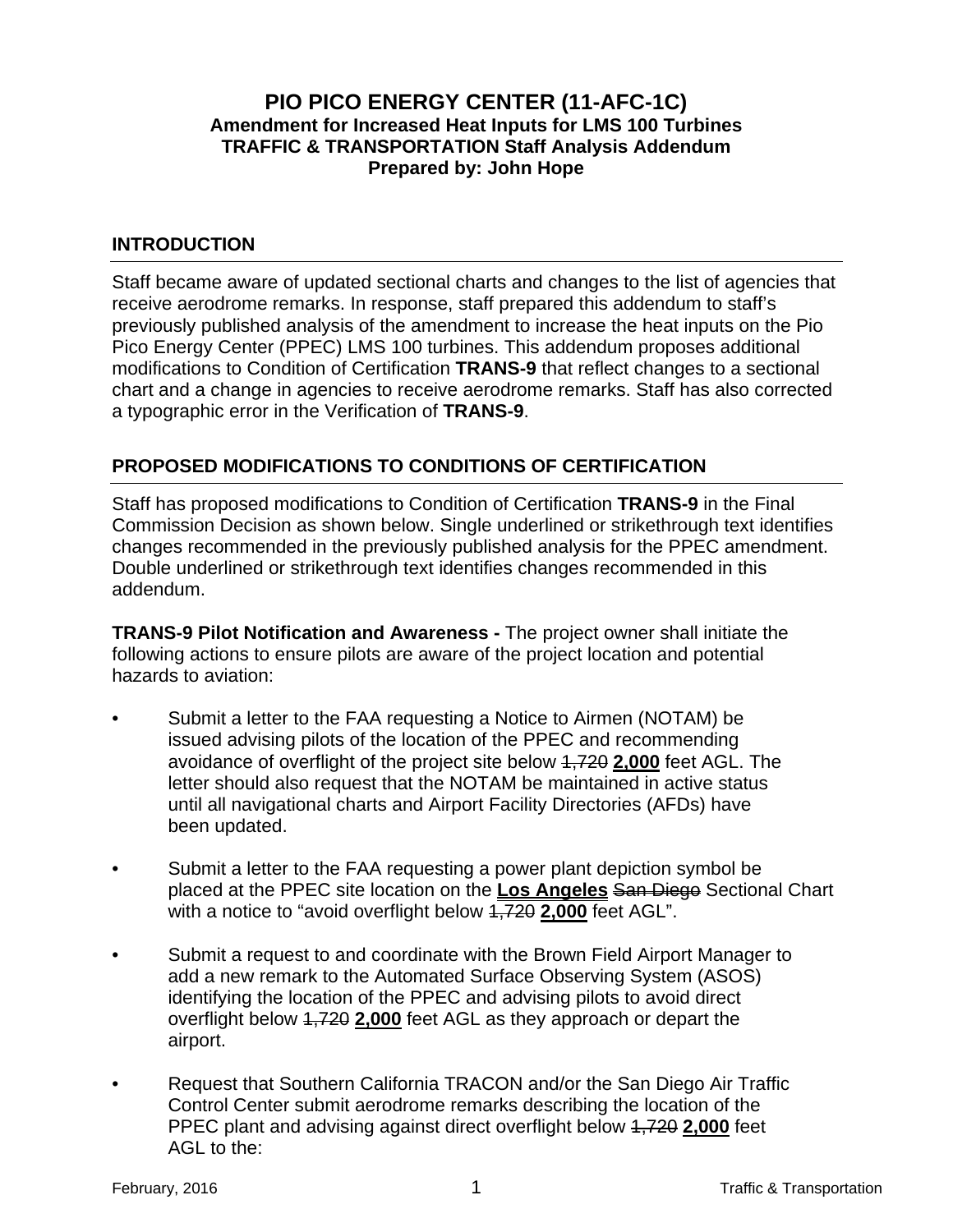# PIO PICO ENERGY CENTER (11-AFC-1C)

**Amendment for Increased Heat Inputs for LMS 100 Turbines**
**TRAFFIC & TRANSPORTATION Staff Analysis Addendum**
**Prepared by: John Hope**

## INTRODUCTION

Staff became aware of updated sectional charts and changes to the list of agencies that receive aerodrome remarks. In response, staff prepared this addendum to staff's previously published analysis of the amendment to increase the heat inputs on the Pio Pico Energy Center (PPEC) LMS 100 turbines. This addendum proposes additional modifications to Condition of Certification **TRANS-9** that reflect changes to a sectional chart and a change in agencies to receive aerodrome remarks. Staff has also corrected a typographic error in the Verification of **TRANS-9**.

## PROPOSED MODIFICATIONS TO CONDITIONS OF CERTIFICATION

Staff has proposed modifications to Condition of Certification **TRANS-9** in the Final Commission Decision as shown below. Single underlined or strikethrough text identifies changes recommended in the previously published analysis for the PPEC amendment. Double underlined or strikethrough text identifies changes recommended in this addendum.

**TRANS-9 Pilot Notification and Awareness -** The project owner shall initiate the following actions to ensure pilots are aware of the project location and potential hazards to aviation:

- Submit a letter to the FAA requesting a Notice to Airmen (NOTAM) be issued advising pilots of the location of the PPEC and recommending avoidance of overflight of the project site below ~~1,720~~ <u>**2,000**</u> feet AGL. The letter should also request that the NOTAM be maintained in active status until all navigational charts and Airport Facility Directories (AFDs) have been updated.
- Submit a letter to the FAA requesting a power plant depiction symbol be placed at the PPEC site location on the <u>**Los Angeles**</u> ~~San Diego~~ Sectional Chart with a notice to "avoid overflight below ~~1,720~~ <u>**2,000**</u> feet AGL".
- Submit a request to and coordinate with the Brown Field Airport Manager to add a new remark to the Automated Surface Observing System (ASOS) identifying the location of the PPEC and advising pilots to avoid direct overflight below ~~1,720~~ <u>**2,000**</u> feet AGL as they approach or depart the airport.
- Request that Southern California TRACON and/or the San Diego Air Traffic Control Center submit aerodrome remarks describing the location of the PPEC plant and advising against direct overflight below ~~1,720~~ <u>**2,000**</u> feet AGL to the: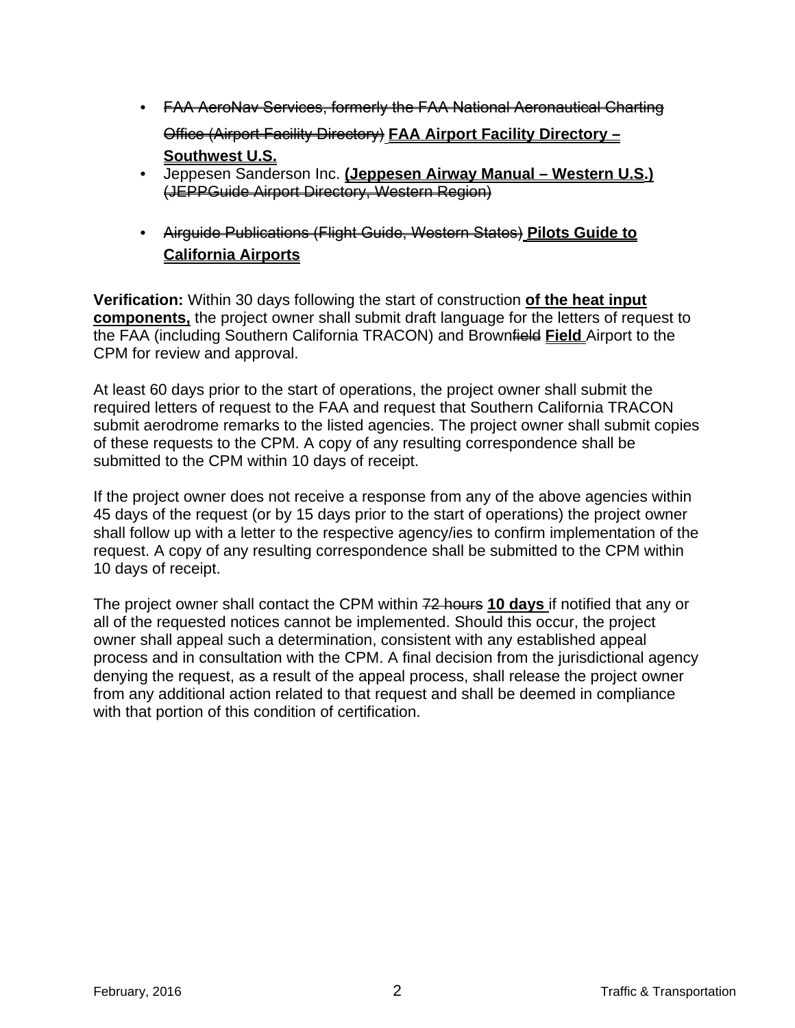- ~~FAA AeroNav Services, formerly the FAA National Aeronautical Charting Office (Airport Facility Directory)~~ **<u>FAA Airport Facility Directory – Southwest U.S.</u>**
- Jeppesen Sanderson Inc. **<u>(Jeppesen Airway Manual – Western U.S.)</u>** ~~(JEPPGuide Airport Directory, Western Region)~~
- ~~Airguide Publications (Flight Guide, Western States)~~ **<u>Pilots Guide to California Airports</u>**

**Verification:** Within 30 days following the start of construction **<u>of the heat input components,</u>** the project owner shall submit draft language for the letters of request to the FAA (including Southern California TRACON) and Brown~~field~~ **<u>Field</u>** Airport to the CPM for review and approval.

At least 60 days prior to the start of operations, the project owner shall submit the required letters of request to the FAA and request that Southern California TRACON submit aerodrome remarks to the listed agencies. The project owner shall submit copies of these requests to the CPM. A copy of any resulting correspondence shall be submitted to the CPM within 10 days of receipt.

If the project owner does not receive a response from any of the above agencies within 45 days of the request (or by 15 days prior to the start of operations) the project owner shall follow up with a letter to the respective agency/ies to confirm implementation of the request. A copy of any resulting correspondence shall be submitted to the CPM within 10 days of receipt.

The project owner shall contact the CPM within ~~72 hours~~ **<u>10 days</u>** if notified that any or all of the requested notices cannot be implemented. Should this occur, the project owner shall appeal such a determination, consistent with any established appeal process and in consultation with the CPM. A final decision from the jurisdictional agency denying the request, as a result of the appeal process, shall release the project owner from any additional action related to that request and shall be deemed in compliance with that portion of this condition of certification.